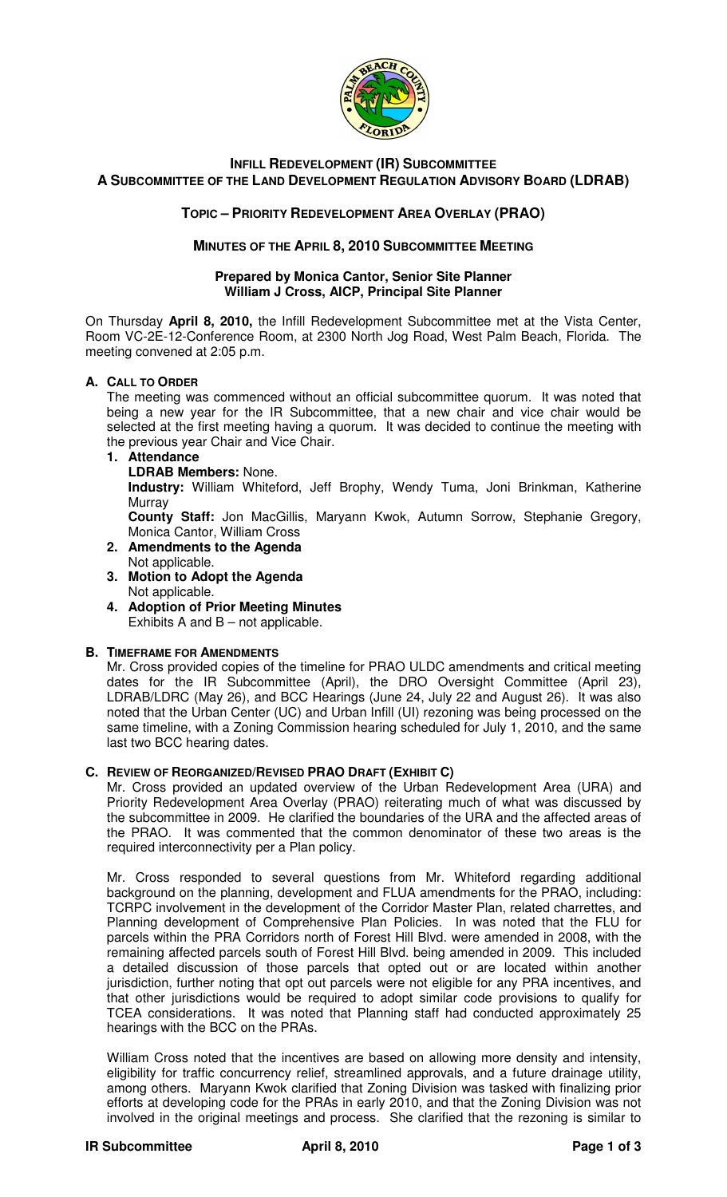# INFILL REDEVELOPMENT (IR) SUBCOMMITTEE
## A SUBCOMMITTEE OF THE LAND DEVELOPMENT REGULATION ADVISORY BOARD (LDRAB)

### TOPIC – PRIORITY REDEVELOPMENT AREA OVERLAY (PRAO)

### MINUTES OF THE APRIL 8, 2010 SUBCOMMITTEE MEETING

**Prepared by Monica Cantor, Senior Site Planner**
**William J Cross, AICP, Principal Site Planner**

On Thursday **April 8, 2010,** the Infill Redevelopment Subcommittee met at the Vista Center, Room VC-2E-12-Conference Room, at 2300 North Jog Road, West Palm Beach, Florida. The meeting convened at 2:05 p.m.

**A. CALL TO ORDER**

The meeting was commenced without an official subcommittee quorum. It was noted that being a new year for the IR Subcommittee, that a new chair and vice chair would be selected at the first meeting having a quorum. It was decided to continue the meeting with the previous year Chair and Vice Chair.

1. **Attendance**
   **LDRAB Members:** None.
   **Industry:** William Whiteford, Jeff Brophy, Wendy Tuma, Joni Brinkman, Katherine Murray
   **County Staff:** Jon MacGillis, Maryann Kwok, Autumn Sorrow, Stephanie Gregory, Monica Cantor, William Cross
2. **Amendments to the Agenda**
   Not applicable.
3. **Motion to Adopt the Agenda**
   Not applicable.
4. **Adoption of Prior Meeting Minutes**
   Exhibits A and B – not applicable.

**B. TIMEFRAME FOR AMENDMENTS**

Mr. Cross provided copies of the timeline for PRAO ULDC amendments and critical meeting dates for the IR Subcommittee (April), the DRO Oversight Committee (April 23), LDRAB/LDRC (May 26), and BCC Hearings (June 24, July 22 and August 26). It was also noted that the Urban Center (UC) and Urban Infill (UI) rezoning was being processed on the same timeline, with a Zoning Commission hearing scheduled for July 1, 2010, and the same last two BCC hearing dates.

**C. REVIEW OF REORGANIZED/REVISED PRAO DRAFT (EXHIBIT C)**

Mr. Cross provided an updated overview of the Urban Redevelopment Area (URA) and Priority Redevelopment Area Overlay (PRAO) reiterating much of what was discussed by the subcommittee in 2009. He clarified the boundaries of the URA and the affected areas of the PRAO. It was commented that the common denominator of these two areas is the required interconnectivity per a Plan policy.

Mr. Cross responded to several questions from Mr. Whiteford regarding additional background on the planning, development and FLUA amendments for the PRAO, including: TCRPC involvement in the development of the Corridor Master Plan, related charrettes, and Planning development of Comprehensive Plan Policies. In was noted that the FLU for parcels within the PRA Corridors north of Forest Hill Blvd. were amended in 2008, with the remaining affected parcels south of Forest Hill Blvd. being amended in 2009. This included a detailed discussion of those parcels that opted out or are located within another jurisdiction, further noting that opt out parcels were not eligible for any PRA incentives, and that other jurisdictions would be required to adopt similar code provisions to qualify for TCEA considerations. It was noted that Planning staff had conducted approximately 25 hearings with the BCC on the PRAs.

William Cross noted that the incentives are based on allowing more density and intensity, eligibility for traffic concurrency relief, streamlined approvals, and a future drainage utility, among others. Maryann Kwok clarified that Zoning Division was tasked with finalizing prior efforts at developing code for the PRAs in early 2010, and that the Zoning Division was not involved in the original meetings and process. She clarified that the rezoning is similar to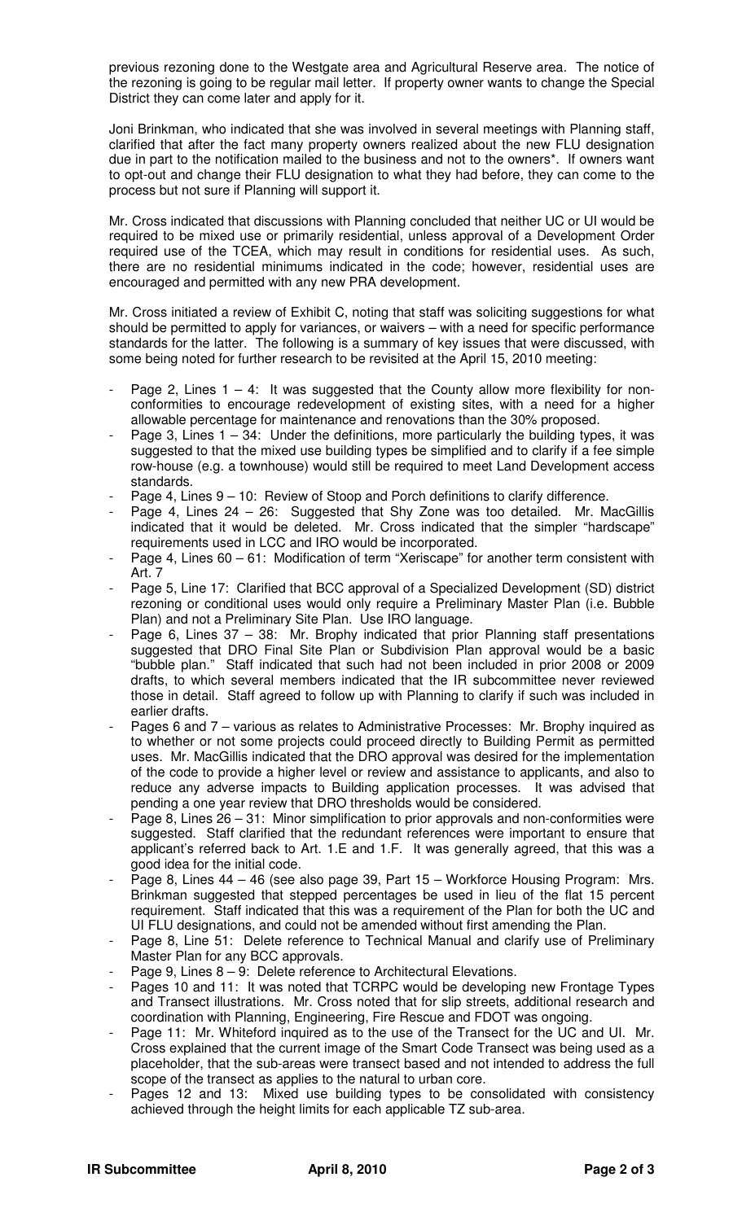previous rezoning done to the Westgate area and Agricultural Reserve area. The notice of the rezoning is going to be regular mail letter. If property owner wants to change the Special District they can come later and apply for it.

Joni Brinkman, who indicated that she was involved in several meetings with Planning staff, clarified that after the fact many property owners realized about the new FLU designation due in part to the notification mailed to the business and not to the owners*. If owners want to opt-out and change their FLU designation to what they had before, they can come to the process but not sure if Planning will support it.

Mr. Cross indicated that discussions with Planning concluded that neither UC or UI would be required to be mixed use or primarily residential, unless approval of a Development Order required use of the TCEA, which may result in conditions for residential uses. As such, there are no residential minimums indicated in the code; however, residential uses are encouraged and permitted with any new PRA development.

Mr. Cross initiated a review of Exhibit C, noting that staff was soliciting suggestions for what should be permitted to apply for variances, or waivers – with a need for specific performance standards for the latter. The following is a summary of key issues that were discussed, with some being noted for further research to be revisited at the April 15, 2010 meeting:

- Page 2, Lines 1 – 4: It was suggested that the County allow more flexibility for non-conformities to encourage redevelopment of existing sites, with a need for a higher allowable percentage for maintenance and renovations than the 30% proposed.
- Page 3, Lines 1 – 34: Under the definitions, more particularly the building types, it was suggested to that the mixed use building types be simplified and to clarify if a fee simple row-house (e.g. a townhouse) would still be required to meet Land Development access standards.
- Page 4, Lines 9 – 10: Review of Stoop and Porch definitions to clarify difference.
- Page 4, Lines 24 – 26: Suggested that Shy Zone was too detailed. Mr. MacGillis indicated that it would be deleted. Mr. Cross indicated that the simpler "hardscape" requirements used in LCC and IRO would be incorporated.
- Page 4, Lines 60 – 61: Modification of term "Xeriscape" for another term consistent with Art. 7
- Page 5, Line 17: Clarified that BCC approval of a Specialized Development (SD) district rezoning or conditional uses would only require a Preliminary Master Plan (i.e. Bubble Plan) and not a Preliminary Site Plan. Use IRO language.
- Page 6, Lines 37 – 38: Mr. Brophy indicated that prior Planning staff presentations suggested that DRO Final Site Plan or Subdivision Plan approval would be a basic "bubble plan." Staff indicated that such had not been included in prior 2008 or 2009 drafts, to which several members indicated that the IR subcommittee never reviewed those in detail. Staff agreed to follow up with Planning to clarify if such was included in earlier drafts.
- Pages 6 and 7 – various as relates to Administrative Processes: Mr. Brophy inquired as to whether or not some projects could proceed directly to Building Permit as permitted uses. Mr. MacGillis indicated that the DRO approval was desired for the implementation of the code to provide a higher level or review and assistance to applicants, and also to reduce any adverse impacts to Building application processes. It was advised that pending a one year review that DRO thresholds would be considered.
- Page 8, Lines 26 – 31: Minor simplification to prior approvals and non-conformities were suggested. Staff clarified that the redundant references were important to ensure that applicant's referred back to Art. 1.E and 1.F. It was generally agreed, that this was a good idea for the initial code.
- Page 8, Lines 44 – 46 (see also page 39, Part 15 – Workforce Housing Program: Mrs. Brinkman suggested that stepped percentages be used in lieu of the flat 15 percent requirement. Staff indicated that this was a requirement of the Plan for both the UC and UI FLU designations, and could not be amended without first amending the Plan.
- Page 8, Line 51: Delete reference to Technical Manual and clarify use of Preliminary Master Plan for any BCC approvals.
- Page 9, Lines 8 – 9: Delete reference to Architectural Elevations.
- Pages 10 and 11: It was noted that TCRPC would be developing new Frontage Types and Transect illustrations. Mr. Cross noted that for slip streets, additional research and coordination with Planning, Engineering, Fire Rescue and FDOT was ongoing.
- Page 11: Mr. Whiteford inquired as to the use of the Transect for the UC and UI. Mr. Cross explained that the current image of the Smart Code Transect was being used as a placeholder, that the sub-areas were transect based and not intended to address the full scope of the transect as applies to the natural to urban core.
- Pages 12 and 13: Mixed use building types to be consolidated with consistency achieved through the height limits for each applicable TZ sub-area.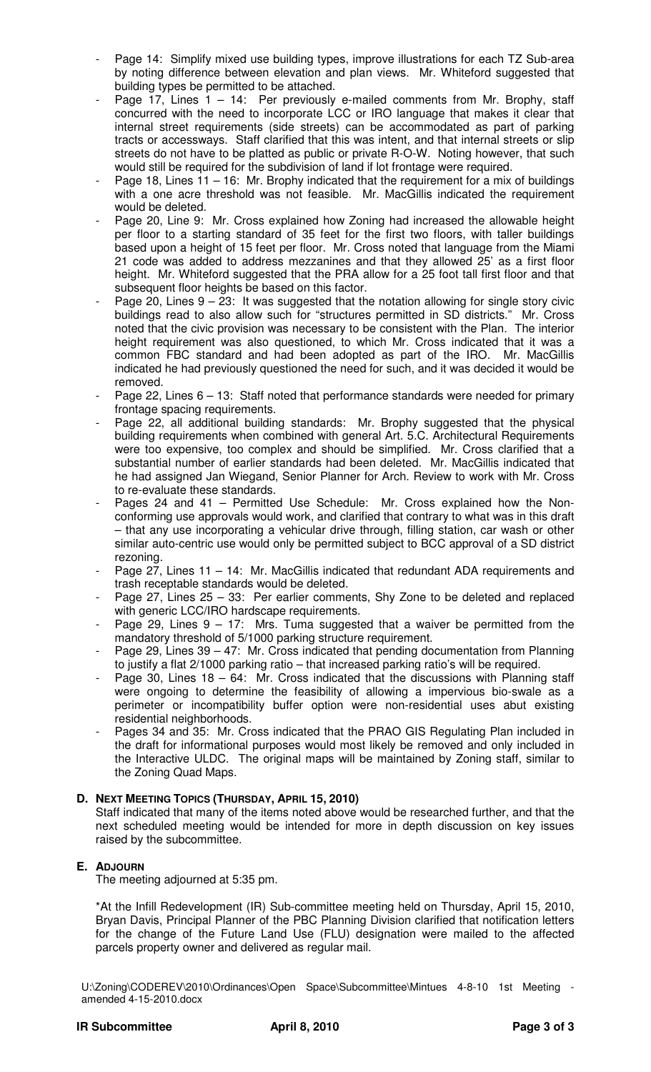- Page 14: Simplify mixed use building types, improve illustrations for each TZ Sub-area by noting difference between elevation and plan views. Mr. Whiteford suggested that building types be permitted to be attached.
- Page 17, Lines 1 – 14: Per previously e-mailed comments from Mr. Brophy, staff concurred with the need to incorporate LCC or IRO language that makes it clear that internal street requirements (side streets) can be accommodated as part of parking tracts or accessways. Staff clarified that this was intent, and that internal streets or slip streets do not have to be platted as public or private R-O-W. Noting however, that such would still be required for the subdivision of land if lot frontage were required.
- Page 18, Lines 11 – 16: Mr. Brophy indicated that the requirement for a mix of buildings with a one acre threshold was not feasible. Mr. MacGillis indicated the requirement would be deleted.
- Page 20, Line 9: Mr. Cross explained how Zoning had increased the allowable height per floor to a starting standard of 35 feet for the first two floors, with taller buildings based upon a height of 15 feet per floor. Mr. Cross noted that language from the Miami 21 code was added to address mezzanines and that they allowed 25' as a first floor height. Mr. Whiteford suggested that the PRA allow for a 25 foot tall first floor and that subsequent floor heights be based on this factor.
- Page 20, Lines 9 – 23: It was suggested that the notation allowing for single story civic buildings read to also allow such for "structures permitted in SD districts." Mr. Cross noted that the civic provision was necessary to be consistent with the Plan. The interior height requirement was also questioned, to which Mr. Cross indicated that it was a common FBC standard and had been adopted as part of the IRO. Mr. MacGillis indicated he had previously questioned the need for such, and it was decided it would be removed.
- Page 22, Lines 6 – 13: Staff noted that performance standards were needed for primary frontage spacing requirements.
- Page 22, all additional building standards: Mr. Brophy suggested that the physical building requirements when combined with general Art. 5.C. Architectural Requirements were too expensive, too complex and should be simplified. Mr. Cross clarified that a substantial number of earlier standards had been deleted. Mr. MacGillis indicated that he had assigned Jan Wiegand, Senior Planner for Arch. Review to work with Mr. Cross to re-evaluate these standards.
- Pages 24 and 41 – Permitted Use Schedule: Mr. Cross explained how the Non-conforming use approvals would work, and clarified that contrary to what was in this draft – that any use incorporating a vehicular drive through, filling station, car wash or other similar auto-centric use would only be permitted subject to BCC approval of a SD district rezoning.
- Page 27, Lines 11 – 14: Mr. MacGillis indicated that redundant ADA requirements and trash receptable standards would be deleted.
- Page 27, Lines 25 – 33: Per earlier comments, Shy Zone to be deleted and replaced with generic LCC/IRO hardscape requirements.
- Page 29, Lines 9 – 17: Mrs. Tuma suggested that a waiver be permitted from the mandatory threshold of 5/1000 parking structure requirement.
- Page 29, Lines 39 – 47: Mr. Cross indicated that pending documentation from Planning to justify a flat 2/1000 parking ratio – that increased parking ratio's will be required.
- Page 30, Lines 18 – 64: Mr. Cross indicated that the discussions with Planning staff were ongoing to determine the feasibility of allowing a impervious bio-swale as a perimeter or incompatibility buffer option were non-residential uses abut existing residential neighborhoods.
- Pages 34 and 35: Mr. Cross indicated that the PRAO GIS Regulating Plan included in the draft for informational purposes would most likely be removed and only included in the Interactive ULDC. The original maps will be maintained by Zoning staff, similar to the Zoning Quad Maps.

## D. NEXT MEETING TOPICS (THURSDAY, APRIL 15, 2010)

Staff indicated that many of the items noted above would be researched further, and that the next scheduled meeting would be intended for more in depth discussion on key issues raised by the subcommittee.

## E. ADJOURN

The meeting adjourned at 5:35 pm.

*At the Infill Redevelopment (IR) Sub-committee meeting held on Thursday, April 15, 2010, Bryan Davis, Principal Planner of the PBC Planning Division clarified that notification letters for the change of the Future Land Use (FLU) designation were mailed to the affected parcels property owner and delivered as regular mail.

U:\Zoning\CODEREV\2010\Ordinances\Open Space\Subcommittee\Mintues 4-8-10 1st Meeting - amended 4-15-2010.docx